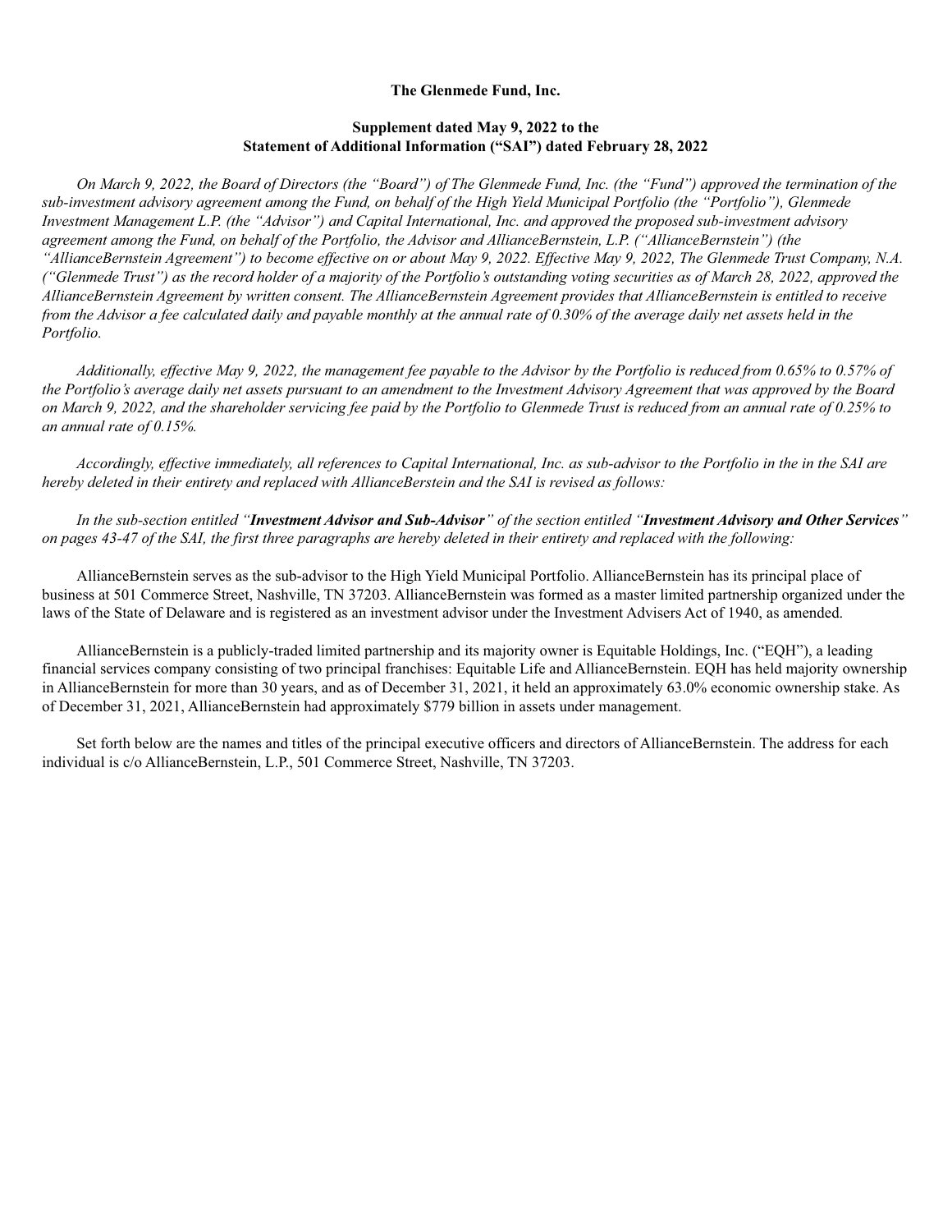**The Glenmede Fund, Inc.**

**Supplement dated May 9, 2022 to the Statement of Additional Information ("SAI") dated February 28, 2022**

*On March 9, 2022, the Board of Directors (the "Board") of The Glenmede Fund, Inc. (the "Fund") approved the termination of the sub-investment advisory agreement among the Fund, on behalf of the High Yield Municipal Portfolio (the "Portfolio"), Glenmede Investment Management L.P. (the "Advisor") and Capital International, Inc. and approved the proposed sub-investment advisory agreement among the Fund, on behalf of the Portfolio, the Advisor and AllianceBernstein, L.P. ("AllianceBernstein") (the "AllianceBernstein Agreement") to become effective on or about May 9, 2022. Effective May 9, 2022, The Glenmede Trust Company, N.A. ("Glenmede Trust") as the record holder of a majority of the Portfolio's outstanding voting securities as of March 28, 2022, approved the AllianceBernstein Agreement by written consent. The AllianceBernstein Agreement provides that AllianceBernstein is entitled to receive from the Advisor a fee calculated daily and payable monthly at the annual rate of 0.30% of the average daily net assets held in the Portfolio.*

*Additionally, effective May 9, 2022, the management fee payable to the Advisor by the Portfolio is reduced from 0.65% to 0.57% of the Portfolio's average daily net assets pursuant to an amendment to the Investment Advisory Agreement that was approved by the Board on March 9, 2022, and the shareholder servicing fee paid by the Portfolio to Glenmede Trust is reduced from an annual rate of 0.25% to an annual rate of 0.15%.*

*Accordingly, effective immediately, all references to Capital International, Inc. as sub-advisor to the Portfolio in the in the SAI are hereby deleted in their entirety and replaced with AllianceBerstein and the SAI is revised as follows:*

*In the sub-section entitled "**Investment Advisor and Sub-Advisor**" of the section entitled "**Investment Advisory and Other Services**" on pages 43-47 of the SAI, the first three paragraphs are hereby deleted in their entirety and replaced with the following:*

AllianceBernstein serves as the sub-advisor to the High Yield Municipal Portfolio. AllianceBernstein has its principal place of business at 501 Commerce Street, Nashville, TN 37203. AllianceBernstein was formed as a master limited partnership organized under the laws of the State of Delaware and is registered as an investment advisor under the Investment Advisers Act of 1940, as amended.

AllianceBernstein is a publicly-traded limited partnership and its majority owner is Equitable Holdings, Inc. ("EQH"), a leading financial services company consisting of two principal franchises: Equitable Life and AllianceBernstein. EQH has held majority ownership in AllianceBernstein for more than 30 years, and as of December 31, 2021, it held an approximately 63.0% economic ownership stake. As of December 31, 2021, AllianceBernstein had approximately $779 billion in assets under management.

Set forth below are the names and titles of the principal executive officers and directors of AllianceBernstein. The address for each individual is c/o AllianceBernstein, L.P., 501 Commerce Street, Nashville, TN 37203.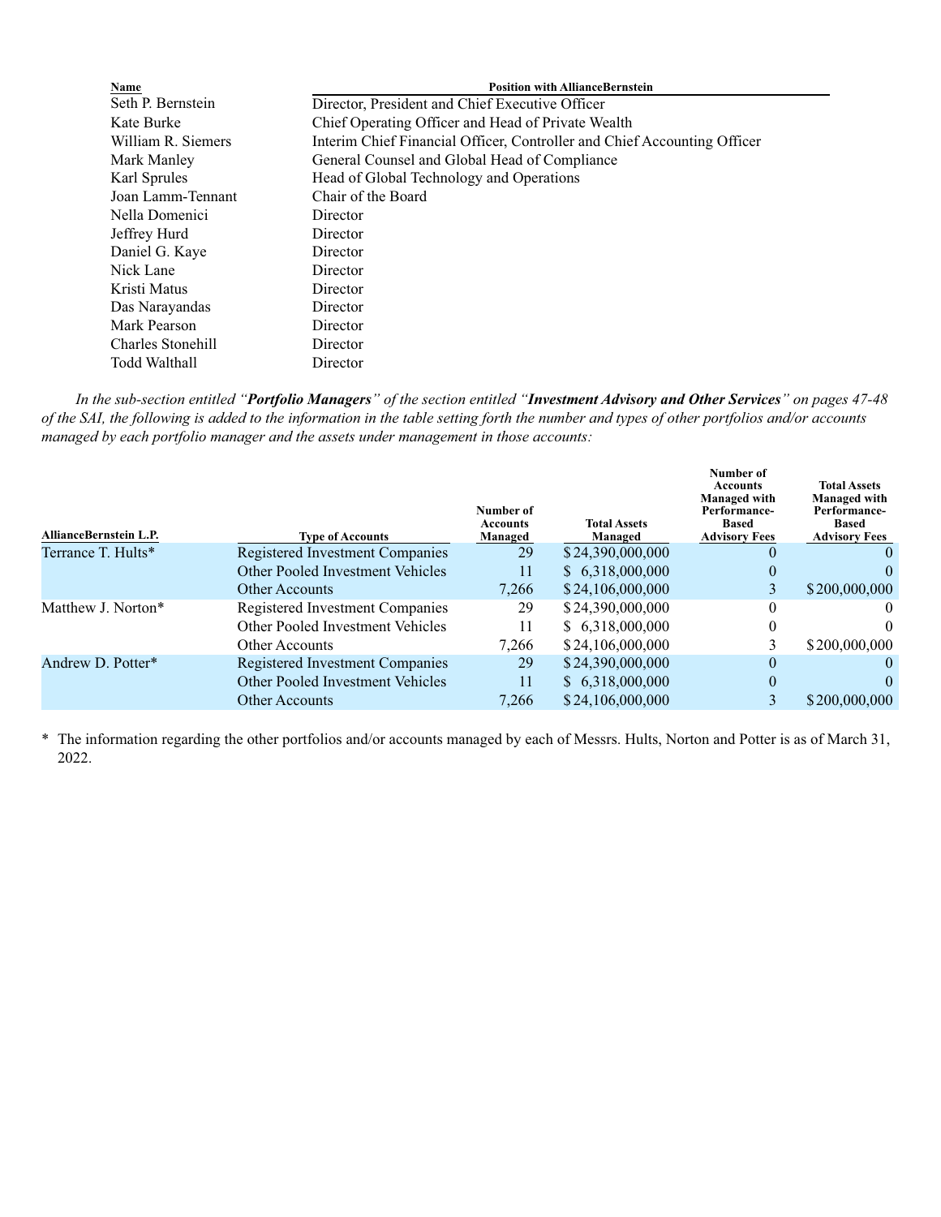| Name | Position with AllianceBernstein |
|---|---|
| Seth P. Bernstein | Director, President and Chief Executive Officer |
| Kate Burke | Chief Operating Officer and Head of Private Wealth |
| William R. Siemers | Interim Chief Financial Officer, Controller and Chief Accounting Officer |
| Mark Manley | General Counsel and Global Head of Compliance |
| Karl Sprules | Head of Global Technology and Operations |
| Joan Lamm-Tennant | Chair of the Board |
| Nella Domenici | Director |
| Jeffrey Hurd | Director |
| Daniel G. Kaye | Director |
| Nick Lane | Director |
| Kristi Matus | Director |
| Das Narayandas | Director |
| Mark Pearson | Director |
| Charles Stonehill | Director |
| Todd Walthall | Director |

*In the sub-section entitled "**Portfolio Managers**" of the section entitled "**Investment Advisory and Other Services**" on pages 47-48 of the SAI, the following is added to the information in the table setting forth the number and types of other portfolios and/or accounts managed by each portfolio manager and the assets under management in those accounts:*

| AllianceBernstein L.P. | Type of Accounts | Number of Accounts Managed | Total Assets Managed | Number of Accounts Managed with Performance-Based Advisory Fees | Total Assets Managed with Performance-Based Advisory Fees |
|---|---|---|---|---|---|
| Terrance T. Hults* | Registered Investment Companies | 29 | $24,390,000,000 | 0 | 0 |
| | Other Pooled Investment Vehicles | 11 | $ 6,318,000,000 | 0 | 0 |
| | Other Accounts | 7,266 | $24,106,000,000 | 3 | $200,000,000 |
| Matthew J. Norton* | Registered Investment Companies | 29 | $24,390,000,000 | 0 | 0 |
| | Other Pooled Investment Vehicles | 11 | $ 6,318,000,000 | 0 | 0 |
| | Other Accounts | 7,266 | $24,106,000,000 | 3 | $200,000,000 |
| Andrew D. Potter* | Registered Investment Companies | 29 | $24,390,000,000 | 0 | 0 |
| | Other Pooled Investment Vehicles | 11 | $ 6,318,000,000 | 0 | 0 |
| | Other Accounts | 7,266 | $24,106,000,000 | 3 | $200,000,000 |

\* The information regarding the other portfolios and/or accounts managed by each of Messrs. Hults, Norton and Potter is as of March 31, 2022.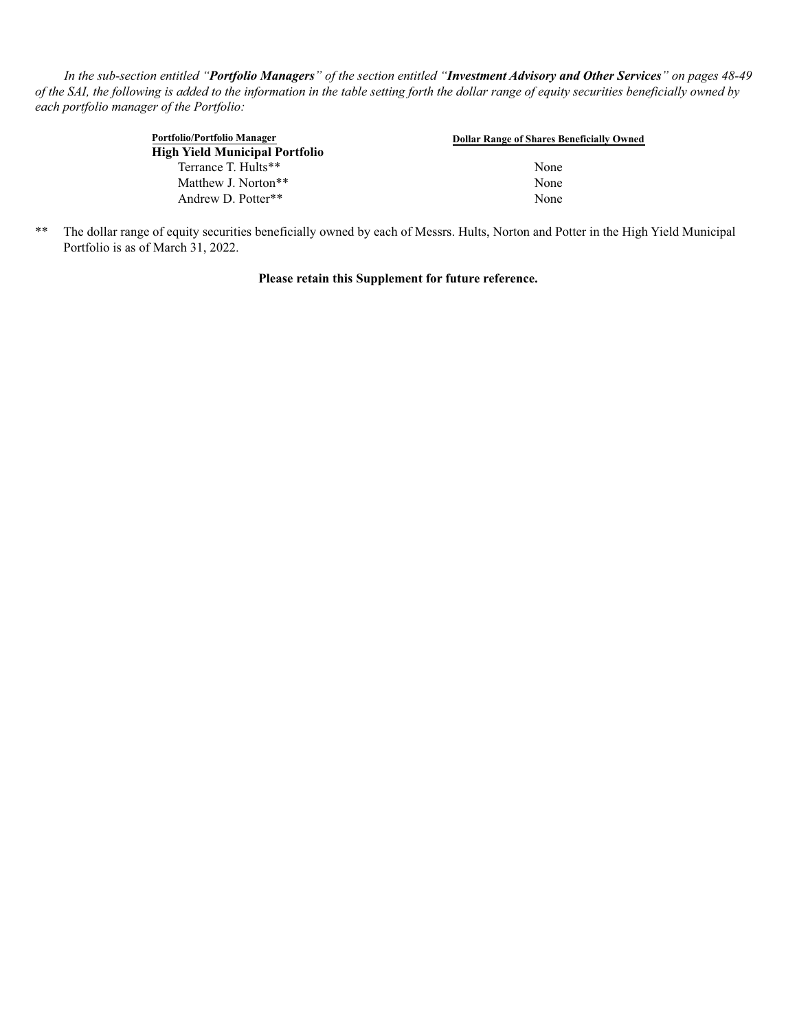*In the sub-section entitled "**Portfolio Managers**" of the section entitled "**Investment Advisory and Other Services**" on pages 48-49 of the SAI, the following is added to the information in the table setting forth the dollar range of equity securities beneficially owned by each portfolio manager of the Portfolio:*

| Portfolio/Portfolio Manager | Dollar Range of Shares Beneficially Owned |
|---|---|
| **High Yield Municipal Portfolio** | |
| Terrance T. Hults** | None |
| Matthew J. Norton** | None |
| Andrew D. Potter** | None |

** The dollar range of equity securities beneficially owned by each of Messrs. Hults, Norton and Potter in the High Yield Municipal Portfolio is as of March 31, 2022.

**Please retain this Supplement for future reference.**